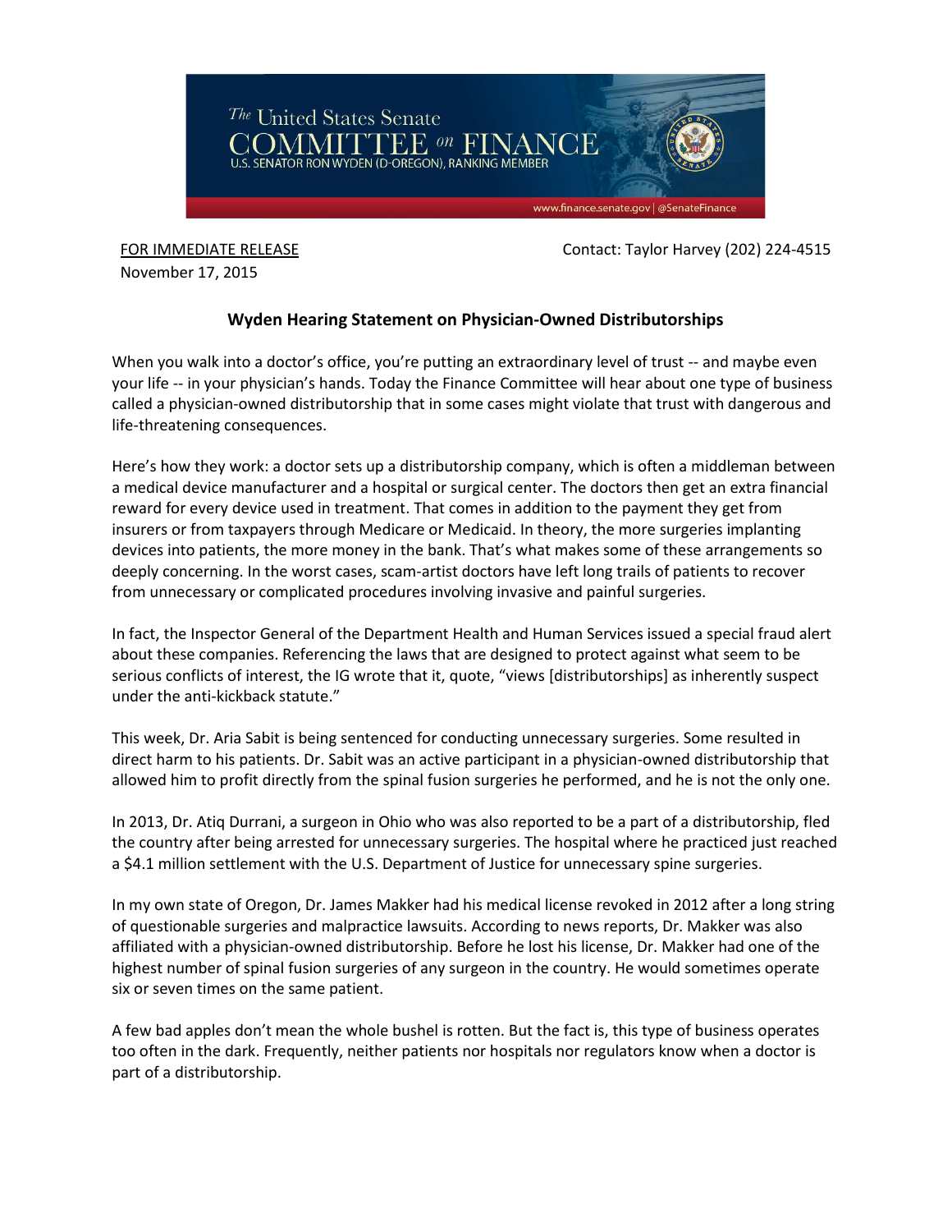The United States Senate
COMMITTEE on FINANCE
U.S. SENATOR RON WYDEN (D-OREGON), RANKING MEMBER

www.finance.senate.gov | @SenateFinance

FOR IMMEDIATE RELEASE
November 17, 2015

Contact: Taylor Harvey (202) 224-4515

## Wyden Hearing Statement on Physician-Owned Distributorships

When you walk into a doctor's office, you're putting an extraordinary level of trust -- and maybe even your life -- in your physician's hands. Today the Finance Committee will hear about one type of business called a physician-owned distributorship that in some cases might violate that trust with dangerous and life-threatening consequences.

Here's how they work: a doctor sets up a distributorship company, which is often a middleman between a medical device manufacturer and a hospital or surgical center. The doctors then get an extra financial reward for every device used in treatment. That comes in addition to the payment they get from insurers or from taxpayers through Medicare or Medicaid. In theory, the more surgeries implanting devices into patients, the more money in the bank. That's what makes some of these arrangements so deeply concerning. In the worst cases, scam-artist doctors have left long trails of patients to recover from unnecessary or complicated procedures involving invasive and painful surgeries.

In fact, the Inspector General of the Department Health and Human Services issued a special fraud alert about these companies. Referencing the laws that are designed to protect against what seem to be serious conflicts of interest, the IG wrote that it, quote, "views [distributorships] as inherently suspect under the anti-kickback statute."

This week, Dr. Aria Sabit is being sentenced for conducting unnecessary surgeries. Some resulted in direct harm to his patients. Dr. Sabit was an active participant in a physician-owned distributorship that allowed him to profit directly from the spinal fusion surgeries he performed, and he is not the only one.

In 2013, Dr. Atiq Durrani, a surgeon in Ohio who was also reported to be a part of a distributorship, fled the country after being arrested for unnecessary surgeries. The hospital where he practiced just reached a $4.1 million settlement with the U.S. Department of Justice for unnecessary spine surgeries.

In my own state of Oregon, Dr. James Makker had his medical license revoked in 2012 after a long string of questionable surgeries and malpractice lawsuits. According to news reports, Dr. Makker was also affiliated with a physician-owned distributorship. Before he lost his license, Dr. Makker had one of the highest number of spinal fusion surgeries of any surgeon in the country. He would sometimes operate six or seven times on the same patient.

A few bad apples don't mean the whole bushel is rotten. But the fact is, this type of business operates too often in the dark. Frequently, neither patients nor hospitals nor regulators know when a doctor is part of a distributorship.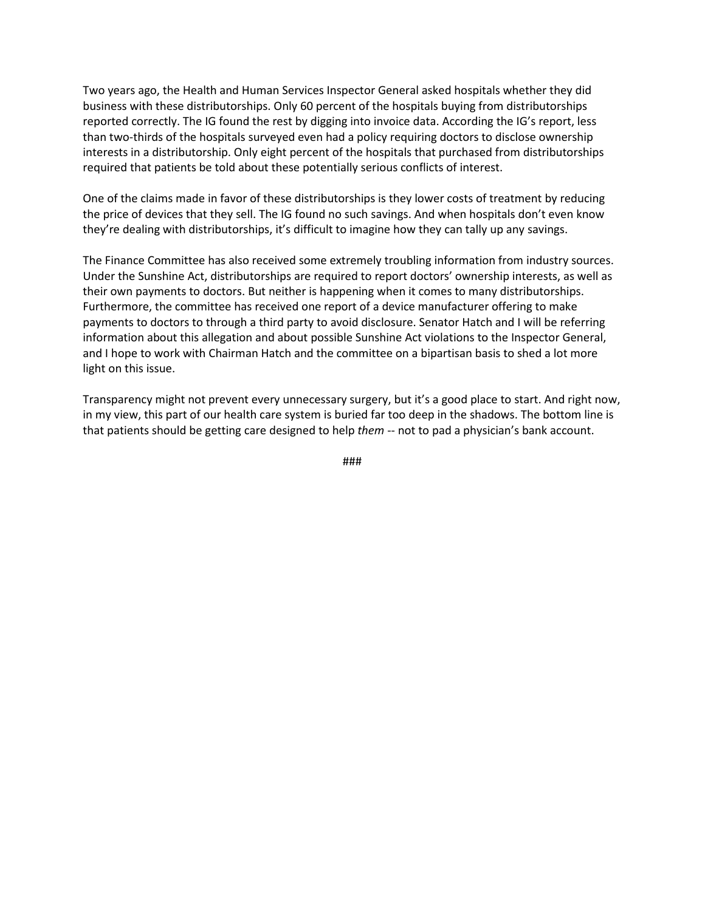Two years ago, the Health and Human Services Inspector General asked hospitals whether they did business with these distributorships. Only 60 percent of the hospitals buying from distributorships reported correctly. The IG found the rest by digging into invoice data. According the IG's report, less than two-thirds of the hospitals surveyed even had a policy requiring doctors to disclose ownership interests in a distributorship. Only eight percent of the hospitals that purchased from distributorships required that patients be told about these potentially serious conflicts of interest.

One of the claims made in favor of these distributorships is they lower costs of treatment by reducing the price of devices that they sell. The IG found no such savings. And when hospitals don't even know they're dealing with distributorships, it's difficult to imagine how they can tally up any savings.

The Finance Committee has also received some extremely troubling information from industry sources. Under the Sunshine Act, distributorships are required to report doctors' ownership interests, as well as their own payments to doctors. But neither is happening when it comes to many distributorships. Furthermore, the committee has received one report of a device manufacturer offering to make payments to doctors to through a third party to avoid disclosure. Senator Hatch and I will be referring information about this allegation and about possible Sunshine Act violations to the Inspector General, and I hope to work with Chairman Hatch and the committee on a bipartisan basis to shed a lot more light on this issue.

Transparency might not prevent every unnecessary surgery, but it's a good place to start. And right now, in my view, this part of our health care system is buried far too deep in the shadows. The bottom line is that patients should be getting care designed to help *them* -- not to pad a physician's bank account.

###